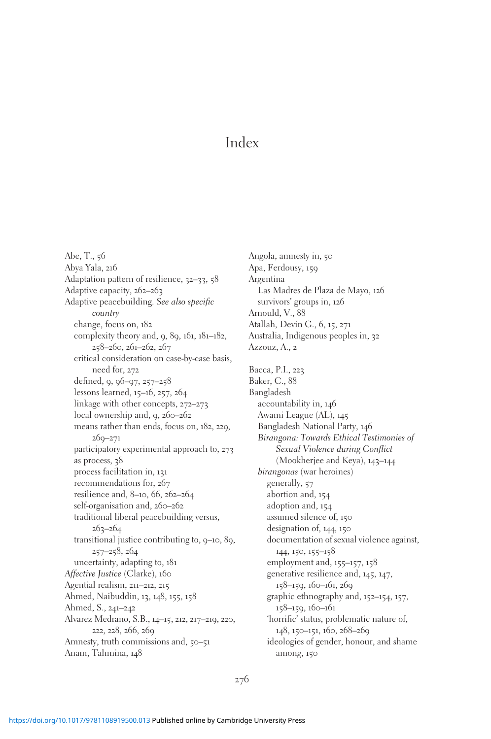# Index

Abe, T., 56
Abya Yala, 216
Adaptation pattern of resilience, 32–33, 58
Adaptive capacity, 262–263
Adaptive peacebuilding. *See also specific country*
  change, focus on, 182
  complexity theory and, 9, 89, 161, 181–182, 258–260, 261–262, 267
  critical consideration on case-by-case basis, need for, 272
  defined, 9, 96–97, 257–258
  lessons learned, 15–16, 257, 264
  linkage with other concepts, 272–273
  local ownership and, 9, 260–262
  means rather than ends, focus on, 182, 229, 269–271
  participatory experimental approach to, 273
  as process, 38
  process facilitation in, 131
  recommendations for, 267
  resilience and, 8–10, 66, 262–264
  self-organisation and, 260–262
  traditional liberal peacebuilding versus, 263–264
  transitional justice contributing to, 9–10, 89, 257–258, 264
  uncertainty, adapting to, 181
*Affective Justice* (Clarke), 160
Agential realism, 211–212, 215
Ahmed, Naibuddin, 13, 148, 155, 158
Ahmed, S., 241–242
Alvarez Medrano, S.B., 14–15, 212, 217–219, 220, 222, 228, 266, 269
Amnesty, truth commissions and, 50–51
Anam, Tahmina, 148
Angola, amnesty in, 50
Apa, Ferdousy, 159
Argentina
  Las Madres de Plaza de Mayo, 126
  survivors' groups in, 126
Arnould, V., 88
Atallah, Devin G., 6, 15, 271
Australia, Indigenous peoples in, 32
Azzouz, A., 2

Bacca, P.I., 223
Baker, C., 88
Bangladesh
  accountability in, 146
  Awami League (AL), 145
  Bangladesh National Party, 146
  *Birangona: Towards Ethical Testimonies of Sexual Violence during Conflict* (Mookherjee and Keya), 143–144
  *birangonas* (war heroines)
    generally, 57
    abortion and, 154
    adoption and, 154
    assumed silence of, 150
    designation of, 144, 150
    documentation of sexual violence against, 144, 150, 155–158
    employment and, 155–157, 158
    generative resilience and, 145, 147, 158–159, 160–161, 269
    graphic ethnography and, 152–154, 157, 158–159, 160–161
    'horrific' status, problematic nature of, 148, 150–151, 160, 268–269
    ideologies of gender, honour, and shame among, 150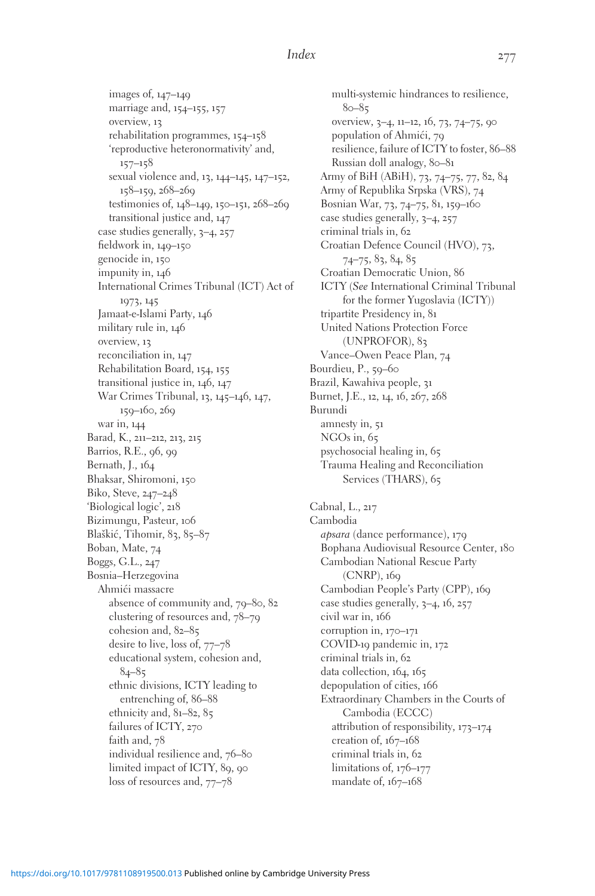images of, 147–149
marriage and, 154–155, 157
overview, 13
rehabilitation programmes, 154–158
'reproductive heteronormativity' and, 157–158
sexual violence and, 13, 144–145, 147–152, 158–159, 268–269
testimonies of, 148–149, 150–151, 268–269
transitional justice and, 147

case studies generally, 3–4, 257
fieldwork in, 149–150
genocide in, 150
impunity in, 146
International Crimes Tribunal (ICT) Act of 1973, 145
Jamaat-e-Islami Party, 146
military rule in, 146
overview, 13
reconciliation in, 147
Rehabilitation Board, 154, 155
transitional justice in, 146, 147
War Crimes Tribunal, 13, 145–146, 147, 159–160, 269
war in, 144

Barad, K., 211–212, 213, 215
Barrios, R.E., 96, 99
Bernath, J., 164
Bhaksar, Shiromoni, 150
Biko, Steve, 247–248
'Biological logic', 218
Bizimungu, Pasteur, 106
Blaškić, Tihomir, 83, 85–87
Boban, Mate, 74
Boggs, G.L., 247
Bosnia–Herzegovina

Ahmići massacre
absence of community and, 79–80, 82
clustering of resources and, 78–79
cohesion and, 82–85
desire to live, loss of, 77–78
educational system, cohesion and, 84–85
ethnic divisions, ICTY leading to entrenching of, 86–88
ethnicity and, 81–82, 85
failures of ICTY, 270
faith and, 78
individual resilience and, 76–80
limited impact of ICTY, 89, 90
loss of resources and, 77–78
multi-systemic hindrances to resilience, 80–85
overview, 3–4, 11–12, 16, 73, 74–75, 90
population of Ahmići, 79
resilience, failure of ICTY to foster, 86–88
Russian doll analogy, 80–81

Army of BiH (ABiH), 73, 74–75, 77, 82, 84
Army of Republika Srpska (VRS), 74
Bosnian War, 73, 74–75, 81, 159–160
case studies generally, 3–4, 257
criminal trials in, 62
Croatian Defence Council (HVO), 73, 74–75, 83, 84, 85
Croatian Democratic Union, 86
ICTY (*See* International Criminal Tribunal for the former Yugoslavia (ICTY))
tripartite Presidency in, 81
United Nations Protection Force (UNPROFOR), 83
Vance–Owen Peace Plan, 74

Bourdieu, P., 59–60
Brazil, Kawahiva people, 31
Burnet, J.E., 12, 14, 16, 267, 268
Burundi
amnesty in, 51
NGOs in, 65
psychosocial healing in, 65
Trauma Healing and Reconciliation Services (THARS), 65

Cabnal, L., 217
Cambodia
*apsara* (dance performance), 179
Bophana Audiovisual Resource Center, 180
Cambodian National Rescue Party (CNRP), 169
Cambodian People's Party (CPP), 169
case studies generally, 3–4, 16, 257
civil war in, 166
corruption in, 170–171
COVID-19 pandemic in, 172
criminal trials in, 62
data collection, 164, 165
depopulation of cities, 166
Extraordinary Chambers in the Courts of Cambodia (ECCC)
attribution of responsibility, 173–174
creation of, 167–168
criminal trials in, 62
limitations of, 176–177
mandate of, 167–168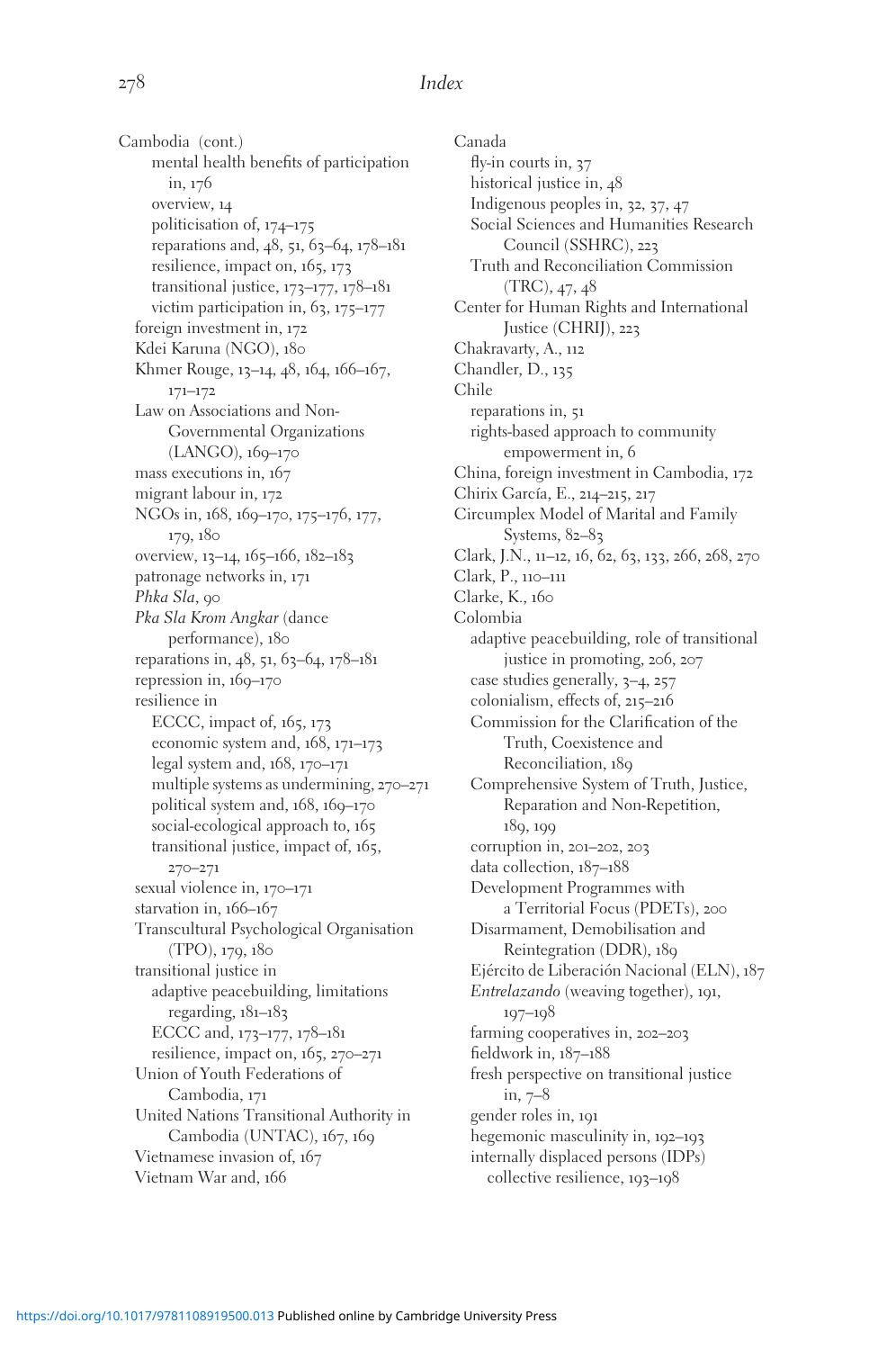Cambodia (cont.)
    mental health benefits of participation in, 176
    overview, 14
    politicisation of, 174–175
    reparations and, 48, 51, 63–64, 178–181
    resilience, impact on, 165, 173
    transitional justice, 173–177, 178–181
    victim participation in, 63, 175–177
  foreign investment in, 172
  Kdei Karuna (NGO), 180
  Khmer Rouge, 13–14, 48, 164, 166–167, 171–172
  Law on Associations and Non-Governmental Organizations (LANGO), 169–170
  mass executions in, 167
  migrant labour in, 172
  NGOs in, 168, 169–170, 175–176, 177, 179, 180
  overview, 13–14, 165–166, 182–183
  patronage networks in, 171
  *Phka Sla*, 90
  *Pka Sla Krom Angkar* (dance performance), 180
  reparations in, 48, 51, 63–64, 178–181
  repression in, 169–170
  resilience in
    ECCC, impact of, 165, 173
    economic system and, 168, 171–173
    legal system and, 168, 170–171
    multiple systems as undermining, 270–271
    political system and, 168, 169–170
    social-ecological approach to, 165
    transitional justice, impact of, 165, 270–271
  sexual violence in, 170–171
  starvation in, 166–167
  Transcultural Psychological Organisation (TPO), 179, 180
  transitional justice in
    adaptive peacebuilding, limitations regarding, 181–183
    ECCC and, 173–177, 178–181
    resilience, impact on, 165, 270–271
  Union of Youth Federations of Cambodia, 171
  United Nations Transitional Authority in Cambodia (UNTAC), 167, 169
  Vietnamese invasion of, 167
  Vietnam War and, 166

Canada
  fly-in courts in, 37
  historical justice in, 48
  Indigenous peoples in, 32, 37, 47
  Social Sciences and Humanities Research Council (SSHRC), 223
  Truth and Reconciliation Commission (TRC), 47, 48
Center for Human Rights and International Justice (CHRIJ), 223
Chakravarty, A., 112
Chandler, D., 135
Chile
  reparations in, 51
  rights-based approach to community empowerment in, 6
China, foreign investment in Cambodia, 172
Chirix García, E., 214–215, 217
Circumplex Model of Marital and Family Systems, 82–83
Clark, J.N., 11–12, 16, 62, 63, 133, 266, 268, 270
Clark, P., 110–111
Clarke, K., 160
Colombia
  adaptive peacebuilding, role of transitional justice in promoting, 206, 207
  case studies generally, 3–4, 257
  colonialism, effects of, 215–216
  Commission for the Clarification of the Truth, Coexistence and Reconciliation, 189
  Comprehensive System of Truth, Justice, Reparation and Non-Repetition, 189, 199
  corruption in, 201–202, 203
  data collection, 187–188
  Development Programmes with a Territorial Focus (PDETs), 200
  Disarmament, Demobilisation and Reintegration (DDR), 189
  Ejército de Liberación Nacional (ELN), 187
  *Entrelazando* (weaving together), 191, 197–198
  farming cooperatives in, 202–203
  fieldwork in, 187–188
  fresh perspective on transitional justice in, 7–8
  gender roles in, 191
  hegemonic masculinity in, 192–193
  internally displaced persons (IDPs)
    collective resilience, 193–198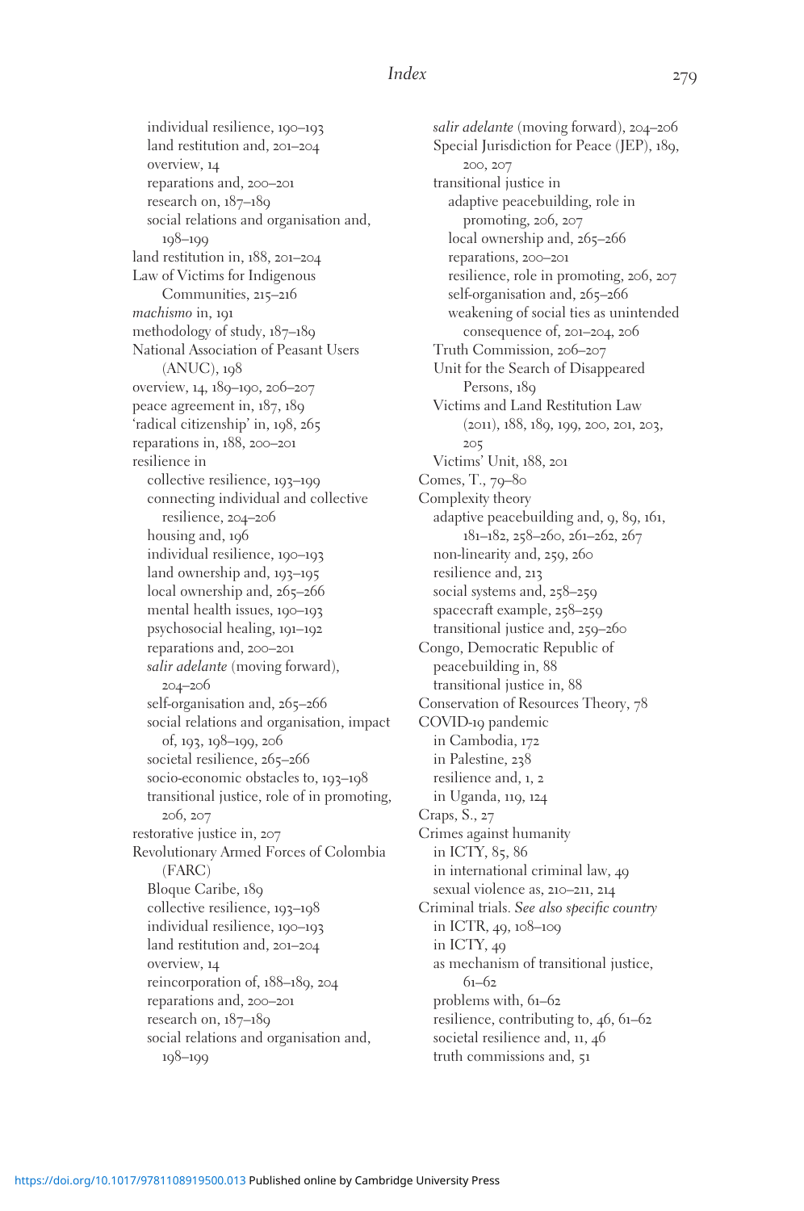individual resilience, 190–193
  land restitution and, 201–204
  overview, 14
  reparations and, 200–201
  research on, 187–189
  social relations and organisation and, 198–199
land restitution in, 188, 201–204
Law of Victims for Indigenous Communities, 215–216
*machismo* in, 191
methodology of study, 187–189
National Association of Peasant Users (ANUC), 198
overview, 14, 189–190, 206–207
peace agreement in, 187, 189
'radical citizenship' in, 198, 265
reparations in, 188, 200–201
resilience in
  collective resilience, 193–199
  connecting individual and collective resilience, 204–206
  housing and, 196
  individual resilience, 190–193
  land ownership and, 193–195
  local ownership and, 265–266
  mental health issues, 190–193
  psychosocial healing, 191–192
  reparations and, 200–201
  *salir adelante* (moving forward), 204–206
  self-organisation and, 265–266
  social relations and organisation, impact of, 193, 198–199, 206
  societal resilience, 265–266
  socio-economic obstacles to, 193–198
  transitional justice, role of in promoting, 206, 207
restorative justice in, 207
Revolutionary Armed Forces of Colombia (FARC)
  Bloque Caribe, 189
  collective resilience, 193–198
  individual resilience, 190–193
  land restitution and, 201–204
  overview, 14
  reincorporation of, 188–189, 204
  reparations and, 200–201
  research on, 187–189
  social relations and organisation and, 198–199
*salir adelante* (moving forward), 204–206
Special Jurisdiction for Peace (JEP), 189, 200, 207
transitional justice in
  adaptive peacebuilding, role in promoting, 206, 207
  local ownership and, 265–266
  reparations, 200–201
  resilience, role in promoting, 206, 207
  self-organisation and, 265–266
  weakening of social ties as unintended consequence of, 201–204, 206
Truth Commission, 206–207
Unit for the Search of Disappeared Persons, 189
Victims and Land Restitution Law (2011), 188, 189, 199, 200, 201, 203, 205
Victims' Unit, 188, 201
Comes, T., 79–80
Complexity theory
  adaptive peacebuilding and, 9, 89, 161, 181–182, 258–260, 261–262, 267
  non-linearity and, 259, 260
  resilience and, 213
  social systems and, 258–259
  spacecraft example, 258–259
  transitional justice and, 259–260
Congo, Democratic Republic of
  peacebuilding in, 88
  transitional justice in, 88
Conservation of Resources Theory, 78
COVID-19 pandemic
  in Cambodia, 172
  in Palestine, 238
  resilience and, 1, 2
  in Uganda, 119, 124
Craps, S., 27
Crimes against humanity
  in ICTY, 85, 86
  in international criminal law, 49
  sexual violence as, 210–211, 214
Criminal trials. *See also specific country*
  in ICTR, 49, 108–109
  in ICTY, 49
  as mechanism of transitional justice, 61–62
  problems with, 61–62
  resilience, contributing to, 46, 61–62
  societal resilience and, 11, 46
  truth commissions and, 51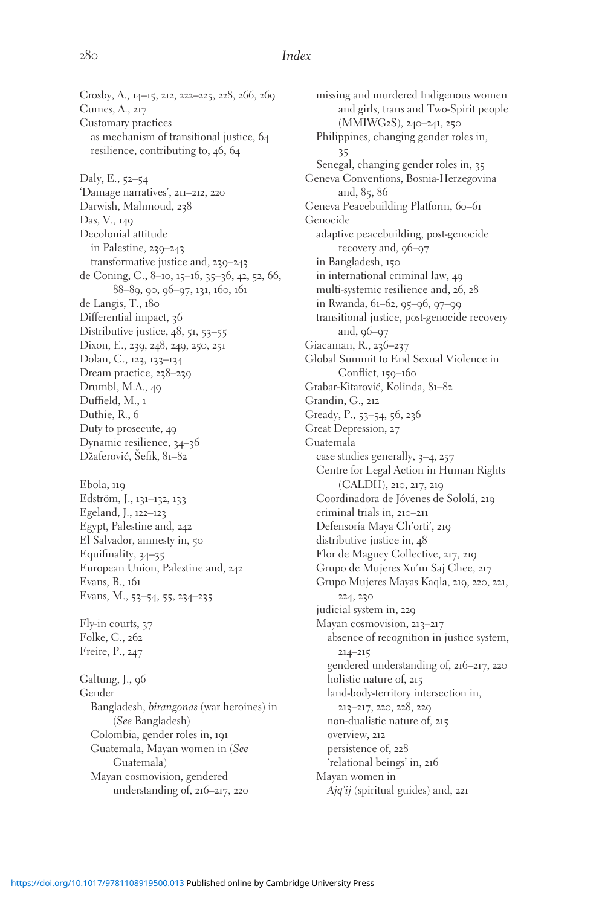Crosby, A., 14–15, 212, 222–225, 228, 266, 269
Cumes, A., 217
Customary practices
  as mechanism of transitional justice, 64
  resilience, contributing to, 46, 64

Daly, E., 52–54
'Damage narratives', 211–212, 220
Darwish, Mahmoud, 238
Das, V., 149
Decolonial attitude
  in Palestine, 239–243
  transformative justice and, 239–243
de Coning, C., 8–10, 15–16, 35–36, 42, 52, 66, 88–89, 90, 96–97, 131, 160, 161
de Langis, T., 180
Differential impact, 36
Distributive justice, 48, 51, 53–55
Dixon, E., 239, 248, 249, 250, 251
Dolan, C., 123, 133–134
Dream practice, 238–239
Drumbl, M.A., 49
Duffield, M., 1
Duthie, R., 6
Duty to prosecute, 49
Dynamic resilience, 34–36
Džaferović, Šefik, 81–82

Ebola, 119
Edström, J., 131–132, 133
Egeland, J., 122–123
Egypt, Palestine and, 242
El Salvador, amnesty in, 50
Equifinality, 34–35
European Union, Palestine and, 242
Evans, B., 161
Evans, M., 53–54, 55, 234–235

Fly-in courts, 37
Folke, C., 262
Freire, P., 247

Galtung, J., 96
Gender
  Bangladesh, *birangonas* (war heroines) in (*See* Bangladesh)
  Colombia, gender roles in, 191
  Guatemala, Mayan women in (*See* Guatemala)
  Mayan cosmovision, gendered understanding of, 216–217, 220
  missing and murdered Indigenous women and girls, trans and Two-Spirit people (MMIWG2S), 240–241, 250
  Philippines, changing gender roles in, 35
  Senegal, changing gender roles in, 35
Geneva Conventions, Bosnia-Herzegovina and, 85, 86
Geneva Peacebuilding Platform, 60–61
Genocide
  adaptive peacebuilding, post-genocide recovery and, 96–97
  in Bangladesh, 150
  in international criminal law, 49
  multi-systemic resilience and, 26, 28
  in Rwanda, 61–62, 95–96, 97–99
  transitional justice, post-genocide recovery and, 96–97
Giacaman, R., 236–237
Global Summit to End Sexual Violence in Conflict, 159–160
Grabar-Kitarović, Kolinda, 81–82
Grandin, G., 212
Gready, P., 53–54, 56, 236
Great Depression, 27
Guatemala
  case studies generally, 3–4, 257
  Centre for Legal Action in Human Rights (CALDH), 210, 217, 219
  Coordinadora de Jóvenes de Sololá, 219
  criminal trials in, 210–211
  Defensoría Maya Ch'orti', 219
  distributive justice in, 48
  Flor de Maguey Collective, 217, 219
  Grupo de Mujeres Xu'm Saj Chee, 217
  Grupo Mujeres Mayas Kaqla, 219, 220, 221, 224, 230
  judicial system in, 229
  Mayan cosmovision, 213–217
    absence of recognition in justice system, 214–215
    gendered understanding of, 216–217, 220
    holistic nature of, 215
    land-body-territory intersection in, 213–217, 220, 228, 229
    non-dualistic nature of, 215
    overview, 212
    persistence of, 228
    'relational beings' in, 216
  Mayan women in
    *Ajq'ij* (spiritual guides) and, 221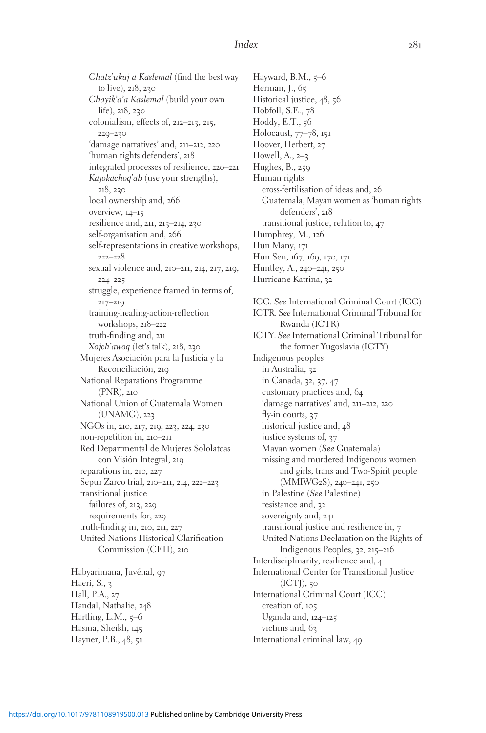*Chatz'ukuj a Kaslemal* (find the best way to live), 218, 230
*Chayik'a'a Kaslemal* (build your own life), 218, 230
colonialism, effects of, 212–213, 215, 229–230
'damage narratives' and, 211–212, 220
'human rights defenders', 218
integrated processes of resilience, 220–221
*Kajokachoq'ab* (use your strengths), 218, 230
local ownership and, 266
overview, 14–15
resilience and, 211, 213–214, 230
self-organisation and, 266
self-representations in creative workshops, 222–228
sexual violence and, 210–211, 214, 217, 219, 224–225
struggle, experience framed in terms of, 217–219
training-healing-action-reflection workshops, 218–222
truth-finding and, 211
*Xojch'awoq* (let's talk), 218, 230
Mujeres Asociación para la Justicia y la Reconciliación, 219
National Reparations Programme (PNR), 210
National Union of Guatemala Women (UNAMG), 223
NGOs in, 210, 217, 219, 223, 224, 230
non-repetition in, 210–211
Red Departmental de Mujeres Sololatcas con Visión Integral, 219
reparations in, 210, 227
Sepur Zarco trial, 210–211, 214, 222–223
transitional justice
failures of, 213, 229
requirements for, 229
truth-finding in, 210, 211, 227
United Nations Historical Clarification Commission (CEH), 210

Habyarimana, Juvénal, 97
Haeri, S., 3
Hall, P.A., 27
Handal, Nathalie, 248
Hartling, L.M., 5–6
Hasina, Sheikh, 145
Hayner, P.B., 48, 51
Hayward, B.M., 5–6
Herman, J., 65
Historical justice, 48, 56
Hobfoll, S.E., 78
Hoddy, E.T., 56
Holocaust, 77–78, 151
Hoover, Herbert, 27
Howell, A., 2–3
Hughes, B., 259
Human rights
cross-fertilisation of ideas and, 26
Guatemala, Mayan women as 'human rights defenders', 218
transitional justice, relation to, 47
Humphrey, M., 126
Hun Many, 171
Hun Sen, 167, 169, 170, 171
Huntley, A., 240–241, 250
Hurricane Katrina, 32

ICC. *See* International Criminal Court (ICC)
ICTR. *See* International Criminal Tribunal for Rwanda (ICTR)
ICTY. *See* International Criminal Tribunal for the former Yugoslavia (ICTY)
Indigenous peoples
in Australia, 32
in Canada, 32, 37, 47
customary practices and, 64
'damage narratives' and, 211–212, 220
fly-in courts, 37
historical justice and, 48
justice systems of, 37
Mayan women (*See* Guatemala)
missing and murdered Indigenous women and girls, trans and Two-Spirit people (MMIWG2S), 240–241, 250
in Palestine (*See* Palestine)
resistance and, 32
sovereignty and, 241
transitional justice and resilience in, 7
United Nations Declaration on the Rights of Indigenous Peoples, 32, 215–216
Interdisciplinarity, resilience and, 4
International Center for Transitional Justice (ICTJ), 50
International Criminal Court (ICC)
creation of, 105
Uganda and, 124–125
victims and, 63
International criminal law, 49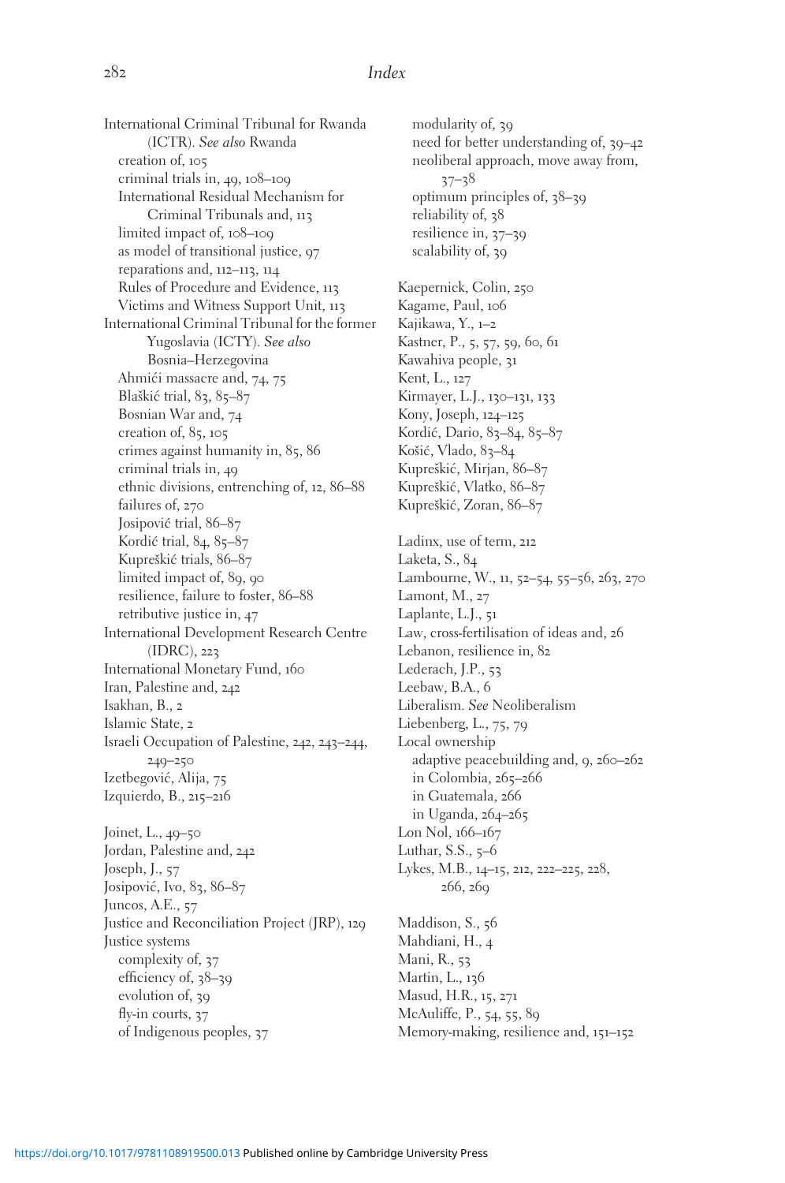International Criminal Tribunal for Rwanda (ICTR). *See also* Rwanda
- creation of, 105
- criminal trials in, 49, 108–109
- International Residual Mechanism for Criminal Tribunals and, 113
- limited impact of, 108–109
- as model of transitional justice, 97
- reparations and, 112–113, 114
- Rules of Procedure and Evidence, 113
- Victims and Witness Support Unit, 113

International Criminal Tribunal for the former Yugoslavia (ICTY). *See also* Bosnia–Herzegovina
- Ahmići massacre and, 74, 75
- Blaškić trial, 83, 85–87
- Bosnian War and, 74
- creation of, 85, 105
- crimes against humanity in, 85, 86
- criminal trials in, 49
- ethnic divisions, entrenching of, 12, 86–88
- failures of, 270
- Josipović trial, 86–87
- Kordić trial, 84, 85–87
- Kupreškić trials, 86–87
- limited impact of, 89, 90
- resilience, failure to foster, 86–88
- retributive justice in, 47

International Development Research Centre (IDRC), 223

International Monetary Fund, 160

Iran, Palestine and, 242

Isakhan, B., 2

Islamic State, 2

Israeli Occupation of Palestine, 242, 243–244, 249–250

Izetbegović, Alija, 75

Izquierdo, B., 215–216

Joinet, L., 49–50

Jordan, Palestine and, 242

Joseph, J., 57

Josipović, Ivo, 83, 86–87

Juncos, A.E., 57

Justice and Reconciliation Project (JRP), 129

Justice systems
- complexity of, 37
- efficiency of, 38–39
- evolution of, 39
- fly-in courts, 37
- of Indigenous peoples, 37
- modularity of, 39
- need for better understanding of, 39–42
- neoliberal approach, move away from, 37–38
- optimum principles of, 38–39
- reliability of, 38
- resilience in, 37–39
- scalability of, 39

Kaepernick, Colin, 250

Kagame, Paul, 106

Kajikawa, Y., 1–2

Kastner, P., 5, 57, 59, 60, 61

Kawahiva people, 31

Kent, L., 127

Kirmayer, L.J., 130–131, 133

Kony, Joseph, 124–125

Kordić, Dario, 83–84, 85–87

Košić, Vlado, 83–84

Kupreškić, Mirjan, 86–87

Kupreškić, Vlatko, 86–87

Kupreškić, Zoran, 86–87

Ladinx, use of term, 212

Laketa, S., 84

Lambourne, W., 11, 52–54, 55–56, 263, 270

Lamont, M., 27

Laplante, L.J., 51

Law, cross-fertilisation of ideas and, 26

Lebanon, resilience in, 82

Lederach, J.P., 53

Leebaw, B.A., 6

Liberalism. *See* Neoliberalism

Liebenberg, L., 75, 79

Local ownership
- adaptive peacebuilding and, 9, 260–262
- in Colombia, 265–266
- in Guatemala, 266
- in Uganda, 264–265

Lon Nol, 166–167

Luthar, S.S., 5–6

Lykes, M.B., 14–15, 212, 222–225, 228, 266, 269

Maddison, S., 56

Mahdiani, H., 4

Mani, R., 53

Martin, L., 136

Masud, H.R., 15, 271

McAuliffe, P., 54, 55, 89

Memory-making, resilience and, 151–152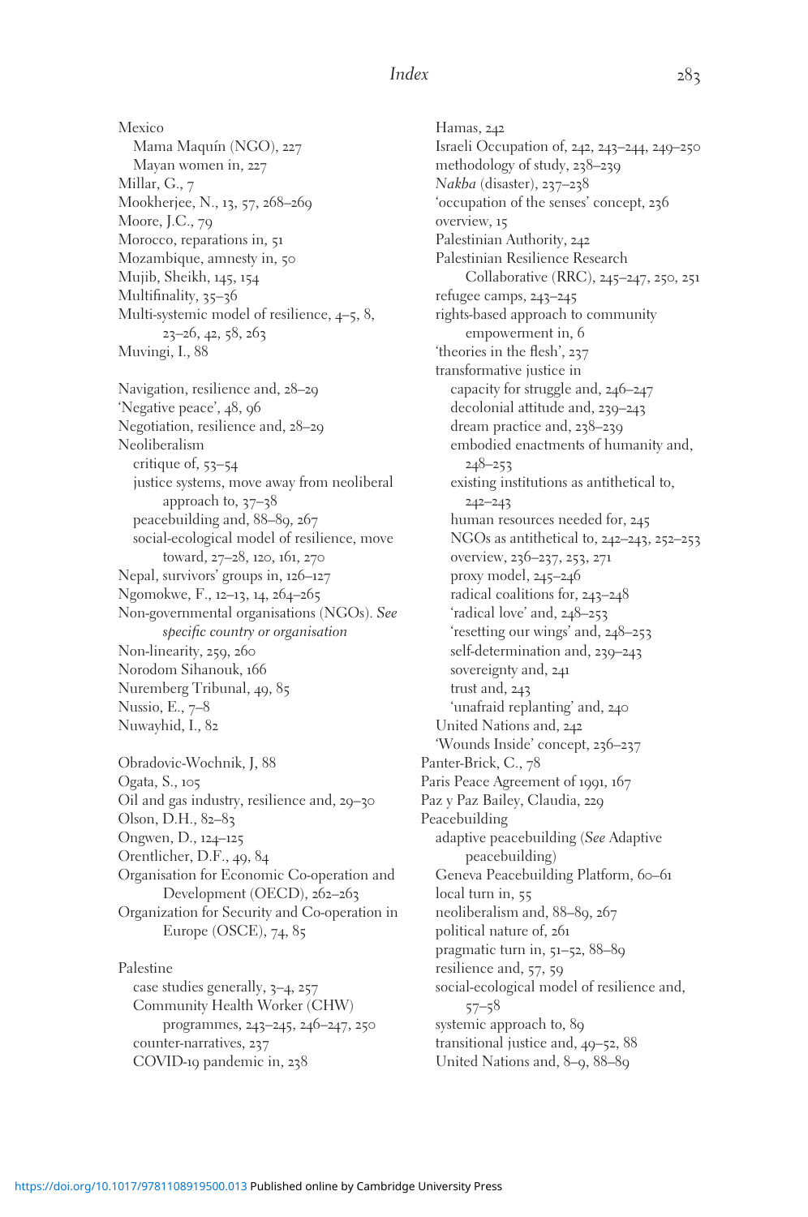Mexico
  Mama Maquín (NGO), 227
  Mayan women in, 227
Millar, G., 7
Mookherjee, N., 13, 57, 268–269
Moore, J.C., 79
Morocco, reparations in, 51
Mozambique, amnesty in, 50
Mujib, Sheikh, 145, 154
Multifinality, 35–36
Multi-systemic model of resilience, 4–5, 8, 23–26, 42, 58, 263
Muvingi, I., 88

Navigation, resilience and, 28–29
'Negative peace', 48, 96
Negotiation, resilience and, 28–29
Neoliberalism
  critique of, 53–54
  justice systems, move away from neoliberal approach to, 37–38
  peacebuilding and, 88–89, 267
  social-ecological model of resilience, move toward, 27–28, 120, 161, 270
Nepal, survivors' groups in, 126–127
Ngomokwe, F., 12–13, 14, 264–265
Non-governmental organisations (NGOs). *See specific country or organisation*
Non-linearity, 259, 260
Norodom Sihanouk, 166
Nuremberg Tribunal, 49, 85
Nussio, E., 7–8
Nuwayhid, I., 82

Obradovic-Wochnik, J, 88
Ogata, S., 105
Oil and gas industry, resilience and, 29–30
Olson, D.H., 82–83
Ongwen, D., 124–125
Orentlicher, D.F., 49, 84
Organisation for Economic Co-operation and Development (OECD), 262–263
Organization for Security and Co-operation in Europe (OSCE), 74, 85

Palestine
  case studies generally, 3–4, 257
  Community Health Worker (CHW) programmes, 243–245, 246–247, 250
  counter-narratives, 237
  COVID-19 pandemic in, 238
  Hamas, 242
  Israeli Occupation of, 242, 243–244, 249–250
  methodology of study, 238–239
  *Nakba* (disaster), 237–238
  'occupation of the senses' concept, 236
  overview, 15
  Palestinian Authority, 242
  Palestinian Resilience Research Collaborative (RRC), 245–247, 250, 251
  refugee camps, 243–245
  rights-based approach to community empowerment in, 6
  'theories in the flesh', 237
  transformative justice in
    capacity for struggle and, 246–247
    decolonial attitude and, 239–243
    dream practice and, 238–239
    embodied enactments of humanity and, 248–253
    existing institutions as antithetical to, 242–243
    human resources needed for, 245
    NGOs as antithetical to, 242–243, 252–253
    overview, 236–237, 253, 271
    proxy model, 245–246
    radical coalitions for, 243–248
    'radical love' and, 248–253
    'resetting our wings' and, 248–253
    self-determination and, 239–243
    sovereignty and, 241
    trust and, 243
    'unafraid replanting' and, 240
  United Nations and, 242
  'Wounds Inside' concept, 236–237
Panter-Brick, C., 78
Paris Peace Agreement of 1991, 167
Paz y Paz Bailey, Claudia, 229
Peacebuilding
  adaptive peacebuilding (*See* Adaptive peacebuilding)
  Geneva Peacebuilding Platform, 60–61
  local turn in, 55
  neoliberalism and, 88–89, 267
  political nature of, 261
  pragmatic turn in, 51–52, 88–89
  resilience and, 57, 59
  social-ecological model of resilience and, 57–58
  systemic approach to, 89
  transitional justice and, 49–52, 88
  United Nations and, 8–9, 88–89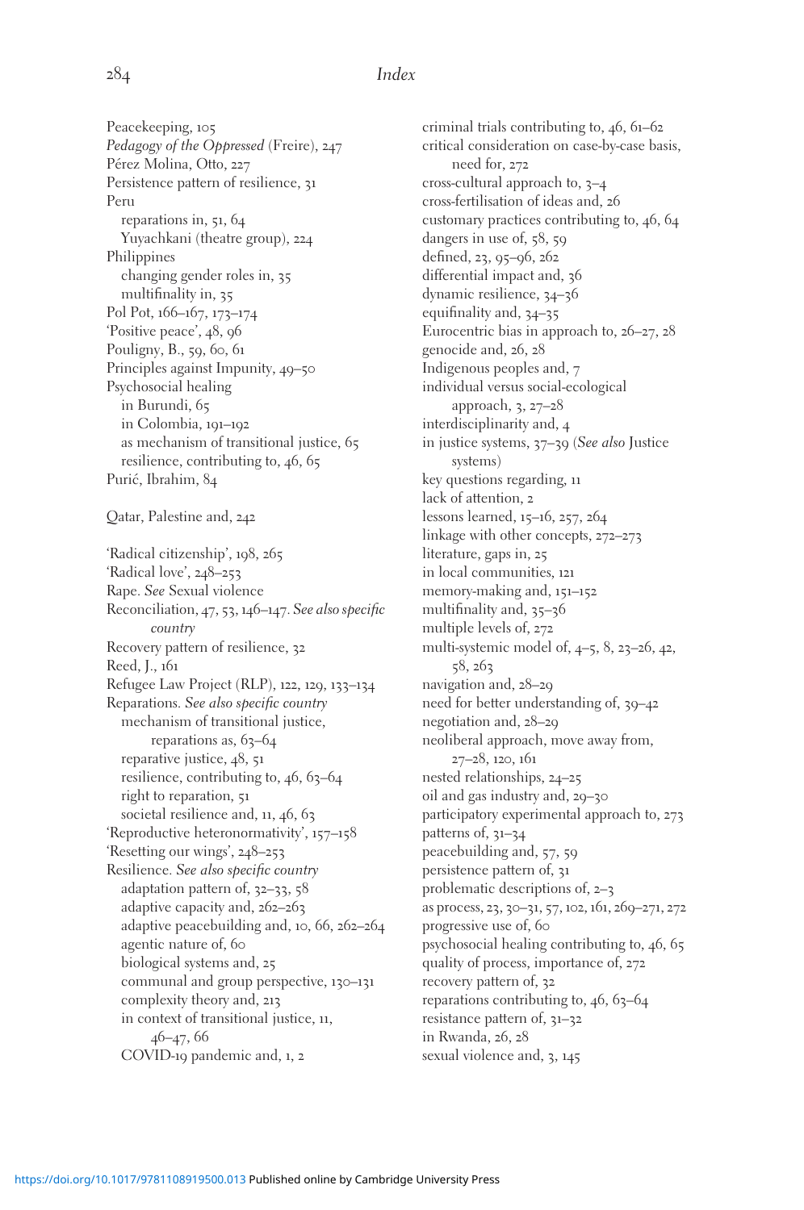Peacekeeping, 105
*Pedagogy of the Oppressed* (Freire), 247
Pérez Molina, Otto, 227
Persistence pattern of resilience, 31
Peru
  reparations in, 51, 64
  Yuyachkani (theatre group), 224
Philippines
  changing gender roles in, 35
  multifinality in, 35
Pol Pot, 166–167, 173–174
'Positive peace', 48, 96
Pouligny, B., 59, 60, 61
Principles against Impunity, 49–50
Psychosocial healing
  in Burundi, 65
  in Colombia, 191–192
  as mechanism of transitional justice, 65
  resilience, contributing to, 46, 65
Purić, Ibrahim, 84

Qatar, Palestine and, 242

'Radical citizenship', 198, 265
'Radical love', 248–253
Rape. *See* Sexual violence
Reconciliation, 47, 53, 146–147. *See also specific country*
Recovery pattern of resilience, 32
Reed, J., 161
Refugee Law Project (RLP), 122, 129, 133–134
Reparations. *See also specific country*
  mechanism of transitional justice, reparations as, 63–64
  reparative justice, 48, 51
  resilience, contributing to, 46, 63–64
  right to reparation, 51
  societal resilience and, 11, 46, 63
'Reproductive heteronormativity', 157–158
'Resetting our wings', 248–253
Resilience. *See also specific country*
  adaptation pattern of, 32–33, 58
  adaptive capacity and, 262–263
  adaptive peacebuilding and, 10, 66, 262–264
  agentic nature of, 60
  biological systems and, 25
  communal and group perspective, 130–131
  complexity theory and, 213
  in context of transitional justice, 11, 46–47, 66
  COVID-19 pandemic and, 1, 2
  criminal trials contributing to, 46, 61–62
  critical consideration on case-by-case basis, need for, 272
  cross-cultural approach to, 3–4
  cross-fertilisation of ideas and, 26
  customary practices contributing to, 46, 64
  dangers in use of, 58, 59
  defined, 23, 95–96, 262
  differential impact and, 36
  dynamic resilience, 34–36
  equifinality and, 34–35
  Eurocentric bias in approach to, 26–27, 28
  genocide and, 26, 28
  Indigenous peoples and, 7
  individual versus social-ecological approach, 3, 27–28
  interdisciplinarity and, 4
  in justice systems, 37–39 (*See also* Justice systems)
  key questions regarding, 11
  lack of attention, 2
  lessons learned, 15–16, 257, 264
  linkage with other concepts, 272–273
  literature, gaps in, 25
  in local communities, 121
  memory-making and, 151–152
  multifinality and, 35–36
  multiple levels of, 272
  multi-systemic model of, 4–5, 8, 23–26, 42, 58, 263
  navigation and, 28–29
  need for better understanding of, 39–42
  negotiation and, 28–29
  neoliberal approach, move away from, 27–28, 120, 161
  nested relationships, 24–25
  oil and gas industry and, 29–30
  participatory experimental approach to, 273
  patterns of, 31–34
  peacebuilding and, 57, 59
  persistence pattern of, 31
  problematic descriptions of, 2–3
  as process, 23, 30–31, 57, 102, 161, 269–271, 272
  progressive use of, 60
  psychosocial healing contributing to, 46, 65
  quality of process, importance of, 272
  recovery pattern of, 32
  reparations contributing to, 46, 63–64
  resistance pattern of, 31–32
  in Rwanda, 26, 28
  sexual violence and, 3, 145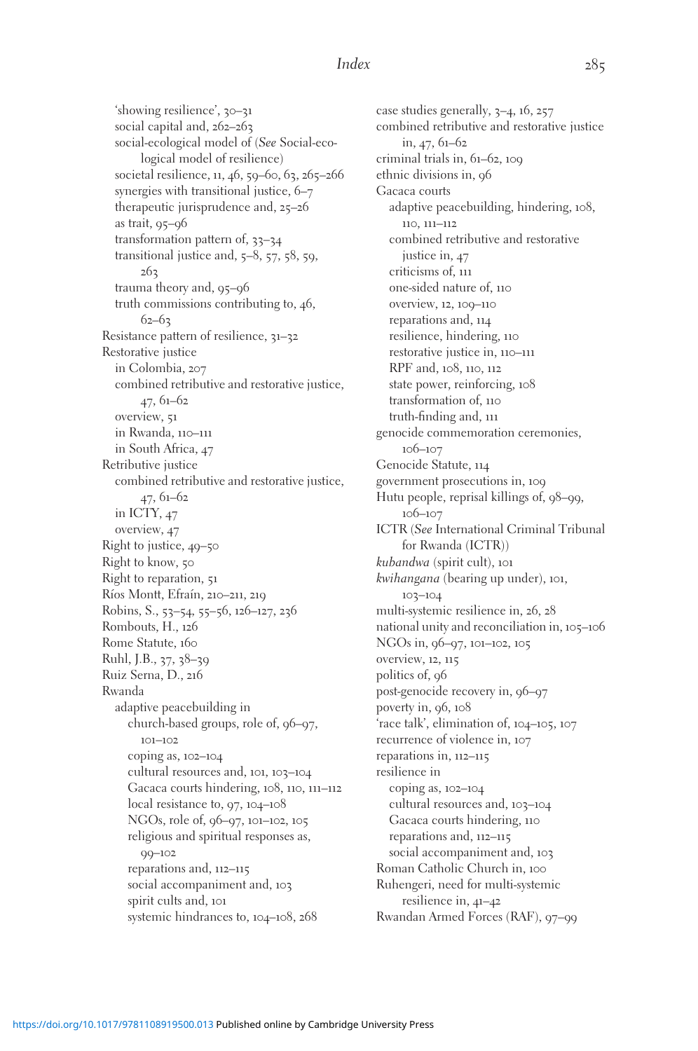'showing resilience', 30–31
social capital and, 262–263
social-ecological model of (*See* Social-ecological model of resilience)
societal resilience, 11, 46, 59–60, 63, 265–266
synergies with transitional justice, 6–7
therapeutic jurisprudence and, 25–26
as trait, 95–96
transformation pattern of, 33–34
transitional justice and, 5–8, 57, 58, 59, 263
trauma theory and, 95–96
truth commissions contributing to, 46, 62–63

Resistance pattern of resilience, 31–32

Restorative justice
- in Colombia, 207
- combined retributive and restorative justice, 47, 61–62
- overview, 51
- in Rwanda, 110–111
- in South Africa, 47

Retributive justice
- combined retributive and restorative justice, 47, 61–62
- in ICTY, 47
- overview, 47

Right to justice, 49–50

Right to know, 50

Right to reparation, 51

Ríos Montt, Efraín, 210–211, 219

Robins, S., 53–54, 55–56, 126–127, 236

Rombouts, H., 126

Rome Statute, 160

Ruhl, J.B., 37, 38–39

Ruiz Serna, D., 216

Rwanda
- adaptive peacebuilding in
  - church-based groups, role of, 96–97, 101–102
  - coping as, 102–104
  - cultural resources and, 101, 103–104
  - Gacaca courts hindering, 108, 110, 111–112
  - local resistance to, 97, 104–108
  - NGOs, role of, 96–97, 101–102, 105
  - religious and spiritual responses as, 99–102
  - reparations and, 112–115
  - social accompaniment and, 103
  - spirit cults and, 101
  - systemic hindrances to, 104–108, 268
- case studies generally, 3–4, 16, 257
- combined retributive and restorative justice in, 47, 61–62
- criminal trials in, 61–62, 109
- ethnic divisions in, 96
- Gacaca courts
  - adaptive peacebuilding, hindering, 108, 110, 111–112
  - combined retributive and restorative justice in, 47
  - criticisms of, 111
  - one-sided nature of, 110
  - overview, 12, 109–110
  - reparations and, 114
  - resilience, hindering, 110
  - restorative justice in, 110–111
  - RPF and, 108, 110, 112
  - state power, reinforcing, 108
  - transformation of, 110
  - truth-finding and, 111
- genocide commemoration ceremonies, 106–107
- Genocide Statute, 114
- government prosecutions in, 109
- Hutu people, reprisal killings of, 98–99, 106–107
- ICTR (*See* International Criminal Tribunal for Rwanda (ICTR))
- *kubandwa* (spirit cult), 101
- *kwihangana* (bearing up under), 101, 103–104
- multi-systemic resilience in, 26, 28
- national unity and reconciliation in, 105–106
- NGOs in, 96–97, 101–102, 105
- overview, 12, 115
- politics of, 96
- post-genocide recovery in, 96–97
- poverty in, 96, 108
- 'race talk', elimination of, 104–105, 107
- recurrence of violence in, 107
- reparations in, 112–115
- resilience in
  - coping as, 102–104
  - cultural resources and, 103–104
  - Gacaca courts hindering, 110
  - reparations and, 112–115
  - social accompaniment and, 103
- Roman Catholic Church in, 100
- Ruhengeri, need for multi-systemic resilience in, 41–42
- Rwandan Armed Forces (RAF), 97–99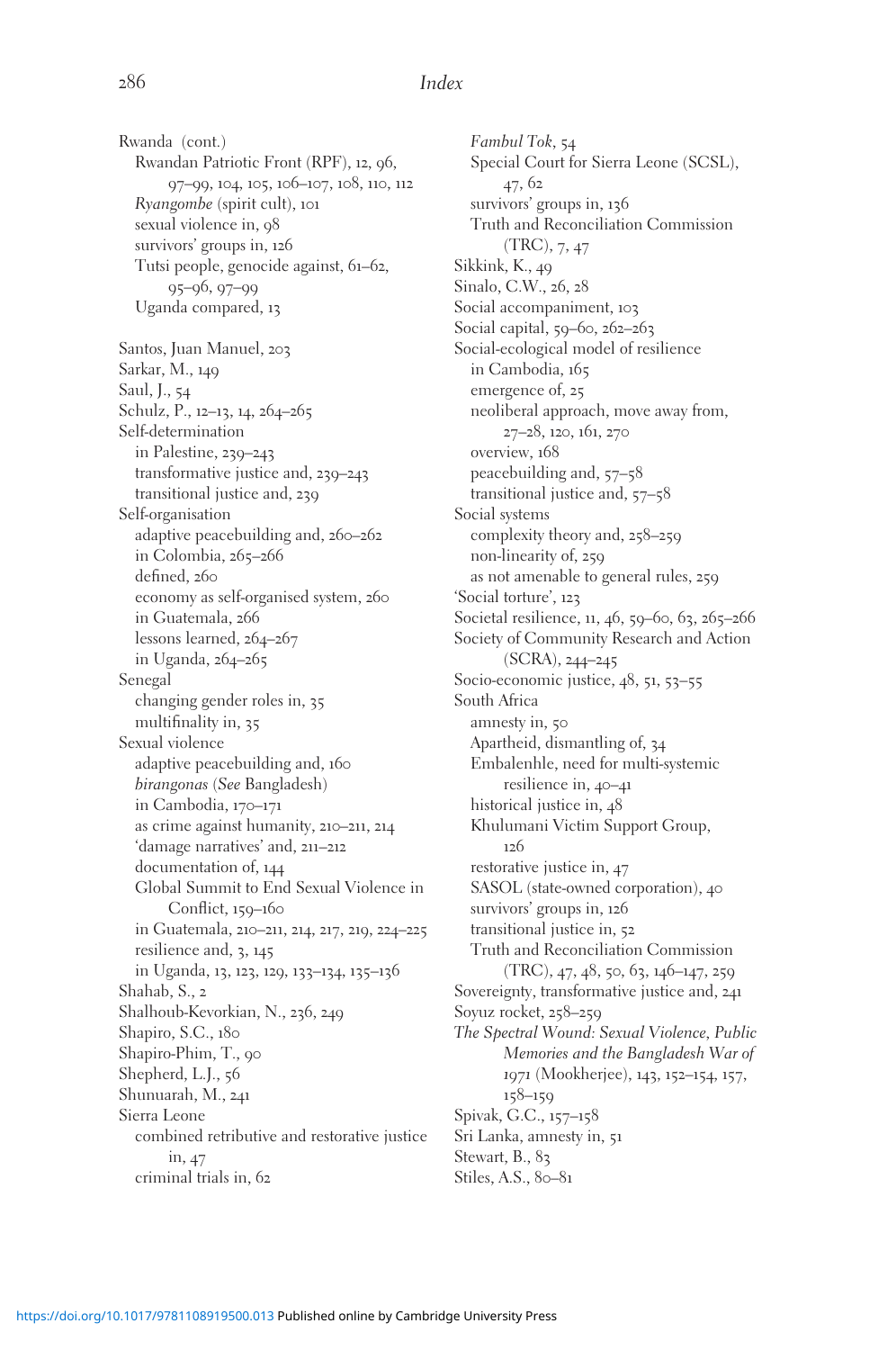Rwanda (cont.)
  Rwandan Patriotic Front (RPF), 12, 96, 97–99, 104, 105, 106–107, 108, 110, 112
  *Ryangombe* (spirit cult), 101
  sexual violence in, 98
  survivors' groups in, 126
  Tutsi people, genocide against, 61–62, 95–96, 97–99
  Uganda compared, 13

Santos, Juan Manuel, 203
Sarkar, M., 149
Saul, J., 54
Schulz, P., 12–13, 14, 264–265
Self-determination
  in Palestine, 239–243
  transformative justice and, 239–243
  transitional justice and, 239
Self-organisation
  adaptive peacebuilding and, 260–262
  in Colombia, 265–266
  defined, 260
  economy as self-organised system, 260
  in Guatemala, 266
  lessons learned, 264–267
  in Uganda, 264–265
Senegal
  changing gender roles in, 35
  multifinality in, 35
Sexual violence
  adaptive peacebuilding and, 160
  *birangonas* (*See* Bangladesh)
  in Cambodia, 170–171
  as crime against humanity, 210–211, 214
  'damage narratives' and, 211–212
  documentation of, 144
  Global Summit to End Sexual Violence in Conflict, 159–160
  in Guatemala, 210–211, 214, 217, 219, 224–225
  resilience and, 3, 145
  in Uganda, 13, 123, 129, 133–134, 135–136
Shahab, S., 2
Shalhoub-Kevorkian, N., 236, 249
Shapiro, S.C., 180
Shapiro-Phim, T., 90
Shepherd, L.J., 56
Shunuarah, M., 241
Sierra Leone
  combined retributive and restorative justice in, 47
  criminal trials in, 62
  *Fambul Tok*, 54
  Special Court for Sierra Leone (SCSL), 47, 62
  survivors' groups in, 136
  Truth and Reconciliation Commission (TRC), 7, 47
Sikkink, K., 49
Sinalo, C.W., 26, 28
Social accompaniment, 103
Social capital, 59–60, 262–263
Social-ecological model of resilience
  in Cambodia, 165
  emergence of, 25
  neoliberal approach, move away from, 27–28, 120, 161, 270
  overview, 168
  peacebuilding and, 57–58
  transitional justice and, 57–58
Social systems
  complexity theory and, 258–259
  non-linearity of, 259
  as not amenable to general rules, 259
'Social torture', 123
Societal resilience, 11, 46, 59–60, 63, 265–266
Society of Community Research and Action (SCRA), 244–245
Socio-economic justice, 48, 51, 53–55
South Africa
  amnesty in, 50
  Apartheid, dismantling of, 34
  Embalenhle, need for multi-systemic resilience in, 40–41
  historical justice in, 48
  Khulumani Victim Support Group, 126
  restorative justice in, 47
  SASOL (state-owned corporation), 40
  survivors' groups in, 126
  transitional justice in, 52
  Truth and Reconciliation Commission (TRC), 47, 48, 50, 63, 146–147, 259
Sovereignty, transformative justice and, 241
Soyuz rocket, 258–259
*The Spectral Wound: Sexual Violence, Public Memories and the Bangladesh War of 1971* (Mookherjee), 143, 152–154, 157, 158–159
Spivak, G.C., 157–158
Sri Lanka, amnesty in, 51
Stewart, B., 83
Stiles, A.S., 80–81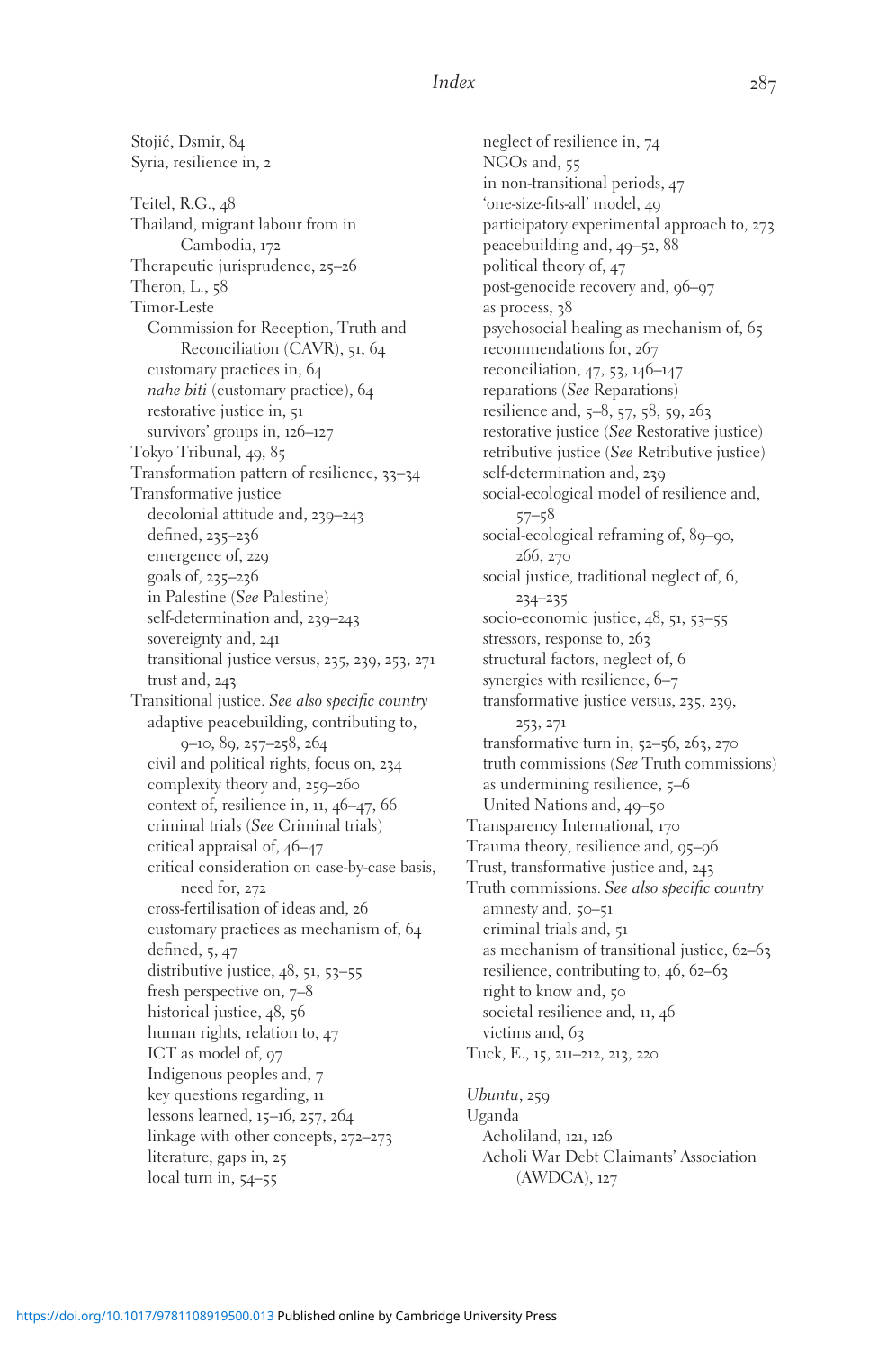Stojić, Dsmir, 84
Syria, resilience in, 2

Teitel, R.G., 48
Thailand, migrant labour from in
  Cambodia, 172
Therapeutic jurisprudence, 25–26
Theron, L., 58
Timor-Leste
  Commission for Reception, Truth and
    Reconciliation (CAVR), 51, 64
  customary practices in, 64
  *nahe biti* (customary practice), 64
  restorative justice in, 51
  survivors' groups in, 126–127
Tokyo Tribunal, 49, 85
Transformation pattern of resilience, 33–34
Transformative justice
  decolonial attitude and, 239–243
  defined, 235–236
  emergence of, 229
  goals of, 235–236
  in Palestine (*See* Palestine)
  self-determination and, 239–243
  sovereignty and, 241
  transitional justice versus, 235, 239, 253, 271
  trust and, 243
Transitional justice. *See also specific country*
  adaptive peacebuilding, contributing to,
    9–10, 89, 257–258, 264
  civil and political rights, focus on, 234
  complexity theory and, 259–260
  context of, resilience in, 11, 46–47, 66
  criminal trials (*See* Criminal trials)
  critical appraisal of, 46–47
  critical consideration on case-by-case basis,
    need for, 272
  cross-fertilisation of ideas and, 26
  customary practices as mechanism of, 64
  defined, 5, 47
  distributive justice, 48, 51, 53–55
  fresh perspective on, 7–8
  historical justice, 48, 56
  human rights, relation to, 47
  ICT as model of, 97
  Indigenous peoples and, 7
  key questions regarding, 11
  lessons learned, 15–16, 257, 264
  linkage with other concepts, 272–273
  literature, gaps in, 25
  local turn in, 54–55
  neglect of resilience in, 74
  NGOs and, 55
  in non-transitional periods, 47
  'one-size-fits-all' model, 49
  participatory experimental approach to, 273
  peacebuilding and, 49–52, 88
  political theory of, 47
  post-genocide recovery and, 96–97
  as process, 38
  psychosocial healing as mechanism of, 65
  recommendations for, 267
  reconciliation, 47, 53, 146–147
  reparations (*See* Reparations)
  resilience and, 5–8, 57, 58, 59, 263
  restorative justice (*See* Restorative justice)
  retributive justice (*See* Retributive justice)
  self-determination and, 239
  social-ecological model of resilience and,
    57–58
  social-ecological reframing of, 89–90,
    266, 270
  social justice, traditional neglect of, 6,
    234–235
  socio-economic justice, 48, 51, 53–55
  stressors, response to, 263
  structural factors, neglect of, 6
  synergies with resilience, 6–7
  transformative justice versus, 235, 239,
    253, 271
  transformative turn in, 52–56, 263, 270
  truth commissions (*See* Truth commissions)
  as undermining resilience, 5–6
  United Nations and, 49–50
Transparency International, 170
Trauma theory, resilience and, 95–96
Trust, transformative justice and, 243
Truth commissions. *See also specific country*
  amnesty and, 50–51
  criminal trials and, 51
  as mechanism of transitional justice, 62–63
  resilience, contributing to, 46, 62–63
  right to know and, 50
  societal resilience and, 11, 46
  victims and, 63
Tuck, E., 15, 211–212, 213, 220

*Ubuntu*, 259
Uganda
  Acholiland, 121, 126
  Acholi War Debt Claimants' Association
    (AWDCA), 127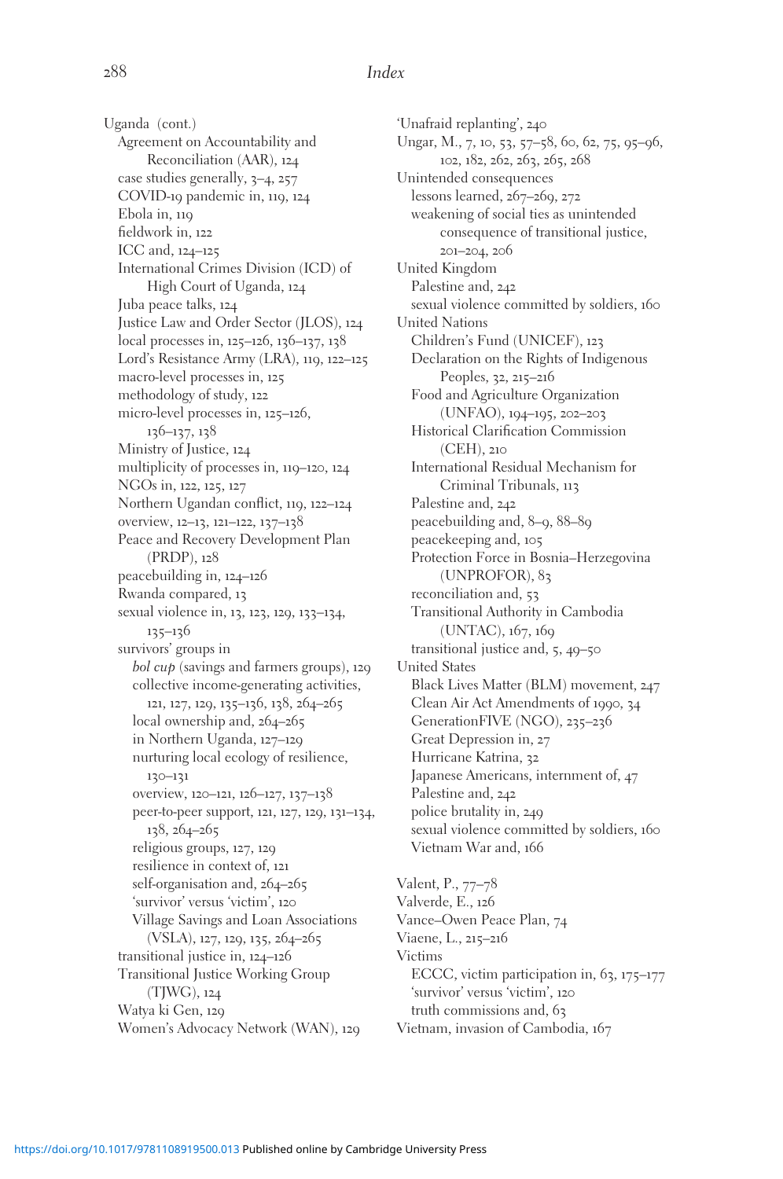Uganda (cont.)
- Agreement on Accountability and Reconciliation (AAR), 124
- case studies generally, 3–4, 257
- COVID-19 pandemic in, 119, 124
- Ebola in, 119
- fieldwork in, 122
- ICC and, 124–125
- International Crimes Division (ICD) of High Court of Uganda, 124
- Juba peace talks, 124
- Justice Law and Order Sector (JLOS), 124
- local processes in, 125–126, 136–137, 138
- Lord's Resistance Army (LRA), 119, 122–125
- macro-level processes in, 125
- methodology of study, 122
- micro-level processes in, 125–126, 136–137, 138
- Ministry of Justice, 124
- multiplicity of processes in, 119–120, 124
- NGOs in, 122, 125, 127
- Northern Ugandan conflict, 119, 122–124
- overview, 12–13, 121–122, 137–138
- Peace and Recovery Development Plan (PRDP), 128
- peacebuilding in, 124–126
- Rwanda compared, 13
- sexual violence in, 13, 123, 129, 133–134, 135–136
- survivors' groups in
  - *bol cup* (savings and farmers groups), 129
  - collective income-generating activities, 121, 127, 129, 135–136, 138, 264–265
  - local ownership and, 264–265
  - in Northern Uganda, 127–129
  - nurturing local ecology of resilience, 130–131
  - overview, 120–121, 126–127, 137–138
  - peer-to-peer support, 121, 127, 129, 131–134, 138, 264–265
  - religious groups, 127, 129
  - resilience in context of, 121
  - self-organisation and, 264–265
  - 'survivor' versus 'victim', 120
  - Village Savings and Loan Associations (VSLA), 127, 129, 135, 264–265
- transitional justice in, 124–126
- Transitional Justice Working Group (TJWG), 124
- Watya ki Gen, 129
- Women's Advocacy Network (WAN), 129

'Unafraid replanting', 240

Ungar, M., 7, 10, 53, 57–58, 60, 62, 75, 95–96, 102, 182, 262, 263, 265, 268

Unintended consequences
- lessons learned, 267–269, 272
- weakening of social ties as unintended consequence of transitional justice, 201–204, 206

United Kingdom
- Palestine and, 242
- sexual violence committed by soldiers, 160

United Nations
- Children's Fund (UNICEF), 123
- Declaration on the Rights of Indigenous Peoples, 32, 215–216
- Food and Agriculture Organization (UNFAO), 194–195, 202–203
- Historical Clarification Commission (CEH), 210
- International Residual Mechanism for Criminal Tribunals, 113
- Palestine and, 242
- peacebuilding and, 8–9, 88–89
- peacekeeping and, 105
- Protection Force in Bosnia–Herzegovina (UNPROFOR), 83
- reconciliation and, 53
- Transitional Authority in Cambodia (UNTAC), 167, 169
- transitional justice and, 5, 49–50

United States
- Black Lives Matter (BLM) movement, 247
- Clean Air Act Amendments of 1990, 34
- GenerationFIVE (NGO), 235–236
- Great Depression in, 27
- Hurricane Katrina, 32
- Japanese Americans, internment of, 47
- Palestine and, 242
- police brutality in, 249
- sexual violence committed by soldiers, 160
- Vietnam War and, 166

Valent, P., 77–78

Valverde, E., 126

Vance–Owen Peace Plan, 74

Viaene, L., 215–216

Victims
- ECCC, victim participation in, 63, 175–177
- 'survivor' versus 'victim', 120
- truth commissions and, 63

Vietnam, invasion of Cambodia, 167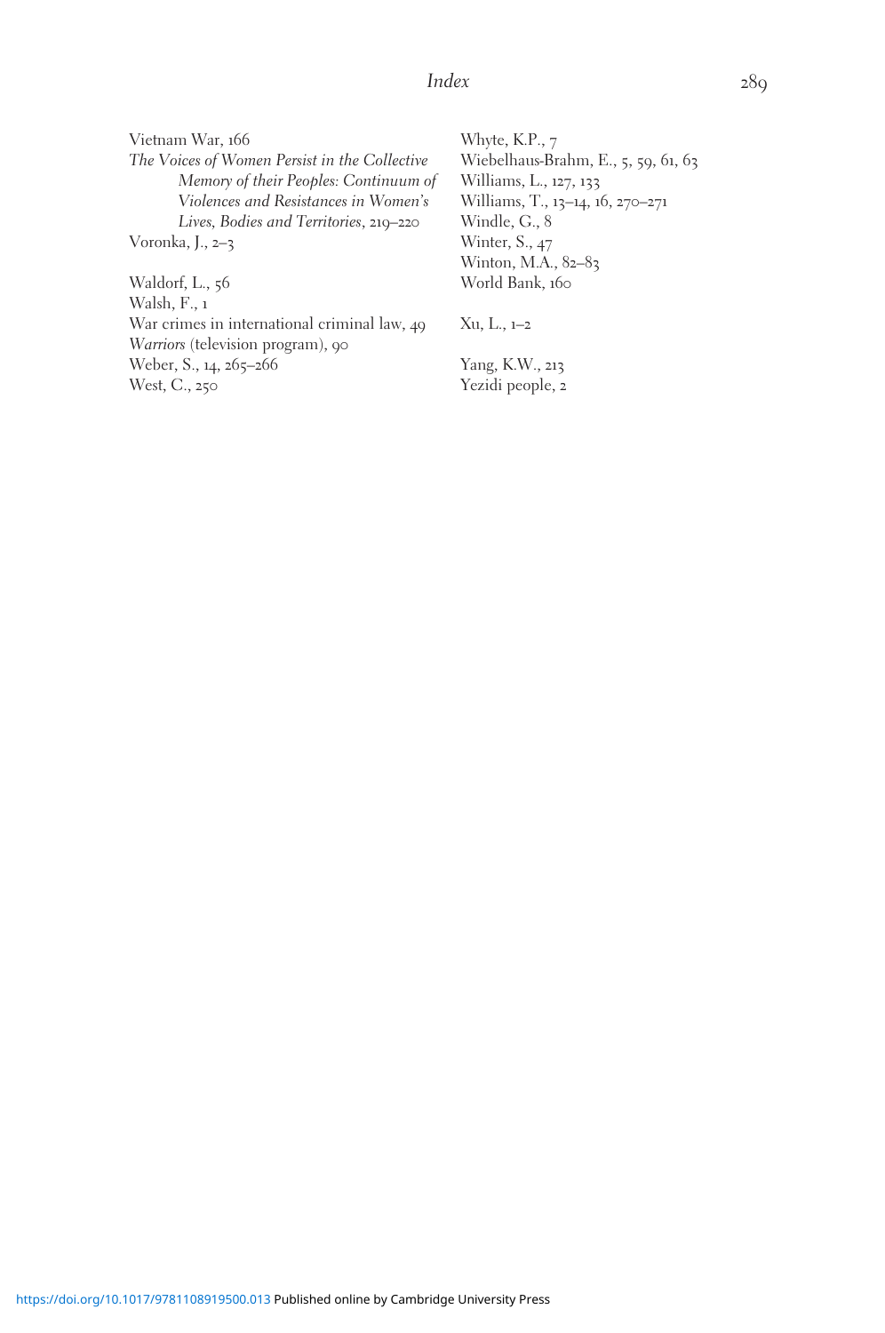Vietnam War, 166

*The Voices of Women Persist in the Collective Memory of their Peoples: Continuum of Violences and Resistances in Women's Lives, Bodies and Territories*, 219–220

Voronka, J., 2–3

Waldorf, L., 56

Walsh, F., 1

War crimes in international criminal law, 49

*Warriors* (television program), 90

Weber, S., 14, 265–266

West, C., 250

Whyte, K.P., 7

Wiebelhaus-Brahm, E., 5, 59, 61, 63

Williams, L., 127, 133

Williams, T., 13–14, 16, 270–271

Windle, G., 8

Winter, S., 47

Winton, M.A., 82–83

World Bank, 160

Xu, L., 1–2

Yang, K.W., 213

Yezidi people, 2